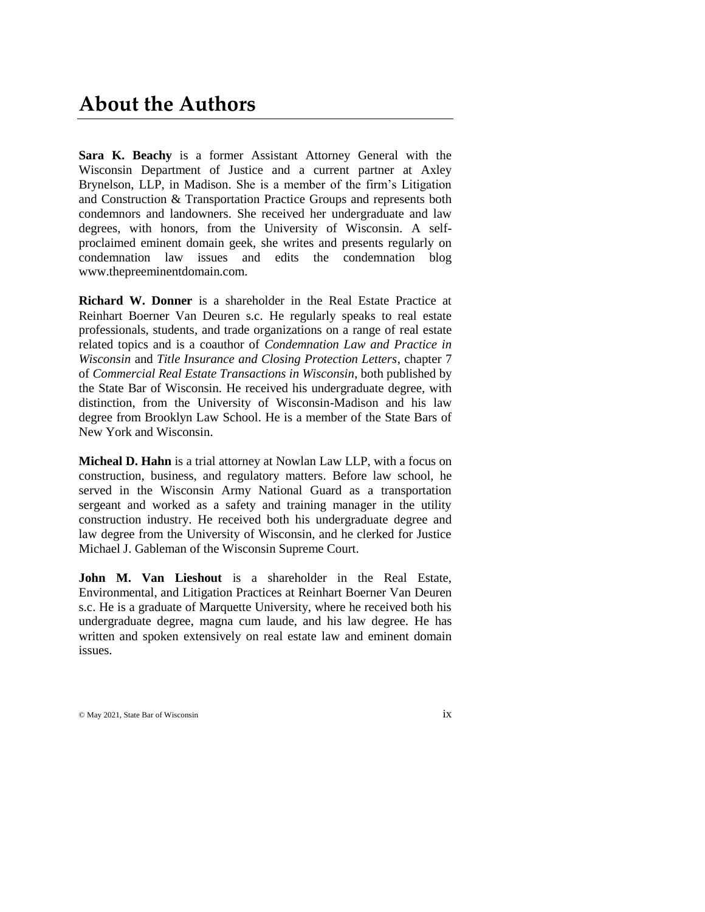# About the Authors

**Sara K. Beachy** is a former Assistant Attorney General with the Wisconsin Department of Justice and a current partner at Axley Brynelson, LLP, in Madison. She is a member of the firm's Litigation and Construction & Transportation Practice Groups and represents both condemnors and landowners. She received her undergraduate and law degrees, with honors, from the University of Wisconsin. A self-proclaimed eminent domain geek, she writes and presents regularly on condemnation law issues and edits the condemnation blog www.thepreeminentdomain.com.

**Richard W. Donner** is a shareholder in the Real Estate Practice at Reinhart Boerner Van Deuren s.c. He regularly speaks to real estate professionals, students, and trade organizations on a range of real estate related topics and is a coauthor of *Condemnation Law and Practice in Wisconsin* and *Title Insurance and Closing Protection Letters*, chapter 7 of *Commercial Real Estate Transactions in Wisconsin*, both published by the State Bar of Wisconsin. He received his undergraduate degree, with distinction, from the University of Wisconsin-Madison and his law degree from Brooklyn Law School. He is a member of the State Bars of New York and Wisconsin.

**Micheal D. Hahn** is a trial attorney at Nowlan Law LLP, with a focus on construction, business, and regulatory matters. Before law school, he served in the Wisconsin Army National Guard as a transportation sergeant and worked as a safety and training manager in the utility construction industry. He received both his undergraduate degree and law degree from the University of Wisconsin, and he clerked for Justice Michael J. Gableman of the Wisconsin Supreme Court.

**John M. Van Lieshout** is a shareholder in the Real Estate, Environmental, and Litigation Practices at Reinhart Boerner Van Deuren s.c. He is a graduate of Marquette University, where he received both his undergraduate degree, magna cum laude, and his law degree. He has written and spoken extensively on real estate law and eminent domain issues.

© May 2021, State Bar of Wisconsin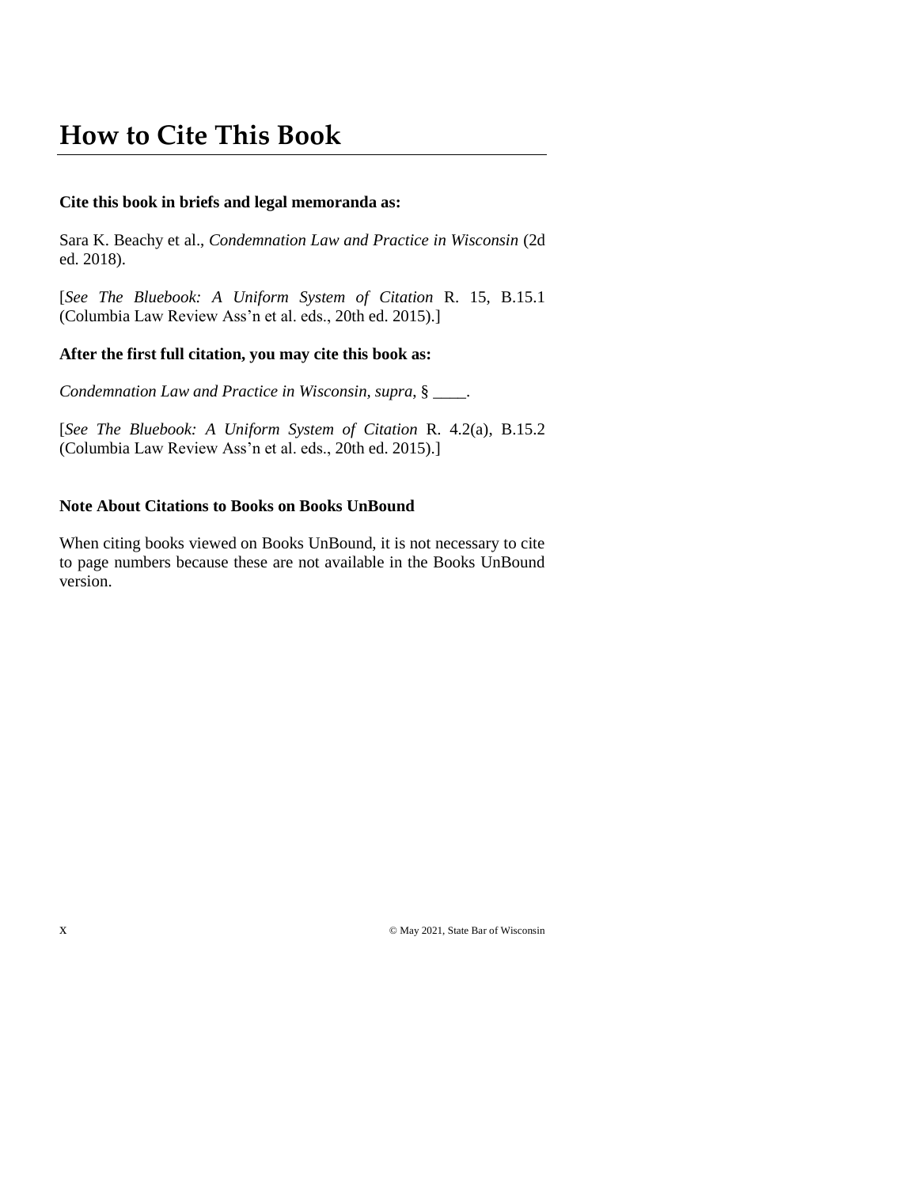# How to Cite This Book

**Cite this book in briefs and legal memoranda as:**

Sara K. Beachy et al., *Condemnation Law and Practice in Wisconsin* (2d ed. 2018).

[*See The Bluebook: A Uniform System of Citation* R. 15, B.15.1 (Columbia Law Review Ass'n et al. eds., 20th ed. 2015).]

**After the first full citation, you may cite this book as:**

*Condemnation Law and Practice in Wisconsin*, *supra*, § ____.

[*See The Bluebook: A Uniform System of Citation* R. 4.2(a), B.15.2 (Columbia Law Review Ass'n et al. eds., 20th ed. 2015).]

**Note About Citations to Books on Books UnBound**

When citing books viewed on Books UnBound, it is not necessary to cite to page numbers because these are not available in the Books UnBound version.